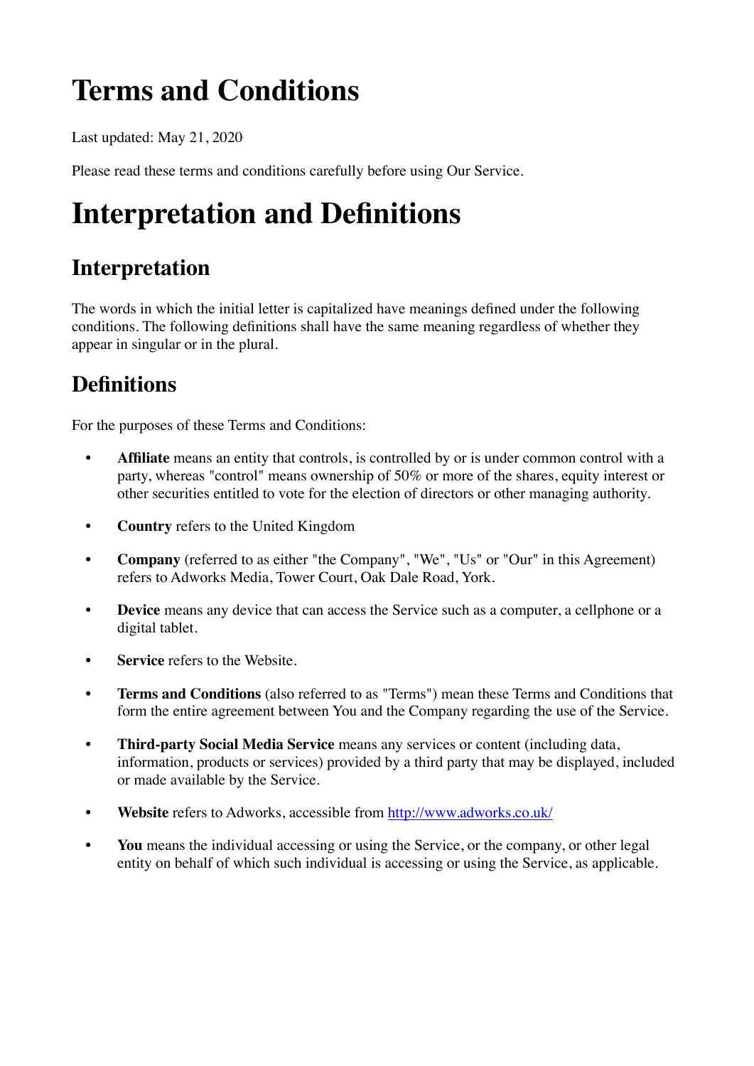# Terms and Conditions

Last updated: May 21, 2020

Please read these terms and conditions carefully before using Our Service.

# Interpretation and Definitions

## Interpretation

The words in which the initial letter is capitalized have meanings defined under the following conditions. The following definitions shall have the same meaning regardless of whether they appear in singular or in the plural.

## Definitions

For the purposes of these Terms and Conditions:

- **Affiliate** means an entity that controls, is controlled by or is under common control with a party, whereas "control" means ownership of 50% or more of the shares, equity interest or other securities entitled to vote for the election of directors or other managing authority.
- **Country** refers to the United Kingdom
- **Company** (referred to as either "the Company", "We", "Us" or "Our" in this Agreement) refers to Adworks Media, Tower Court, Oak Dale Road, York.
- **Device** means any device that can access the Service such as a computer, a cellphone or a digital tablet.
- **Service** refers to the Website.
- **Terms and Conditions** (also referred to as "Terms") mean these Terms and Conditions that form the entire agreement between You and the Company regarding the use of the Service.
- **Third-party Social Media Service** means any services or content (including data, information, products or services) provided by a third party that may be displayed, included or made available by the Service.
- **Website** refers to Adworks, accessible from [http://www.adworks.co.uk/](http://www.adworks.co.uk/)
- **You** means the individual accessing or using the Service, or the company, or other legal entity on behalf of which such individual is accessing or using the Service, as applicable.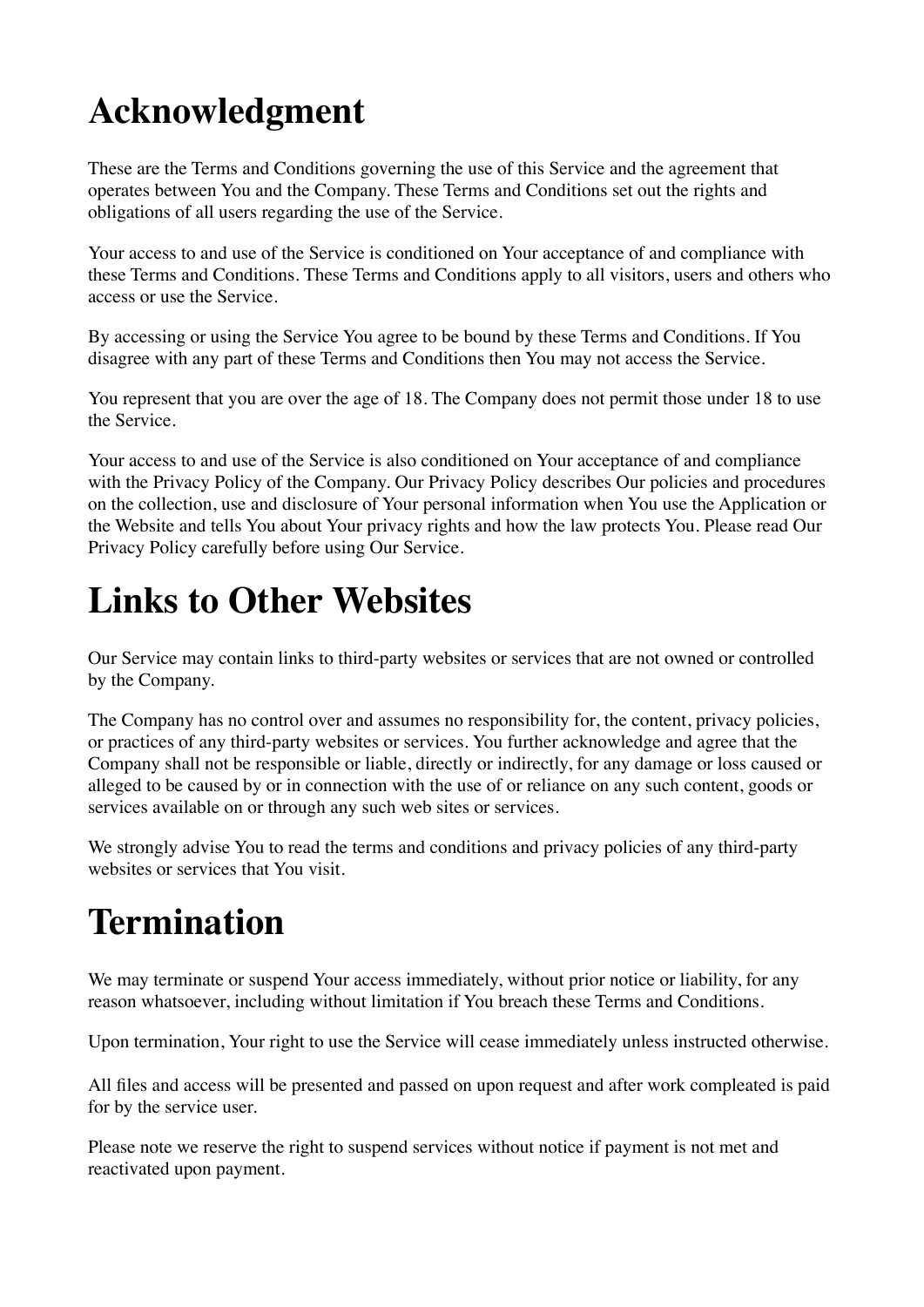# Acknowledgment

These are the Terms and Conditions governing the use of this Service and the agreement that operates between You and the Company. These Terms and Conditions set out the rights and obligations of all users regarding the use of the Service.

Your access to and use of the Service is conditioned on Your acceptance of and compliance with these Terms and Conditions. These Terms and Conditions apply to all visitors, users and others who access or use the Service.

By accessing or using the Service You agree to be bound by these Terms and Conditions. If You disagree with any part of these Terms and Conditions then You may not access the Service.

You represent that you are over the age of 18. The Company does not permit those under 18 to use the Service.

Your access to and use of the Service is also conditioned on Your acceptance of and compliance with the Privacy Policy of the Company. Our Privacy Policy describes Our policies and procedures on the collection, use and disclosure of Your personal information when You use the Application or the Website and tells You about Your privacy rights and how the law protects You. Please read Our Privacy Policy carefully before using Our Service.

# Links to Other Websites

Our Service may contain links to third-party websites or services that are not owned or controlled by the Company.

The Company has no control over and assumes no responsibility for, the content, privacy policies, or practices of any third-party websites or services. You further acknowledge and agree that the Company shall not be responsible or liable, directly or indirectly, for any damage or loss caused or alleged to be caused by or in connection with the use of or reliance on any such content, goods or services available on or through any such web sites or services.

We strongly advise You to read the terms and conditions and privacy policies of any third-party websites or services that You visit.

# Termination

We may terminate or suspend Your access immediately, without prior notice or liability, for any reason whatsoever, including without limitation if You breach these Terms and Conditions.

Upon termination, Your right to use the Service will cease immediately unless instructed otherwise.

All files and access will be presented and passed on upon request and after work compleated is paid for by the service user.

Please note we reserve the right to suspend services without notice if payment is not met and reactivated upon payment.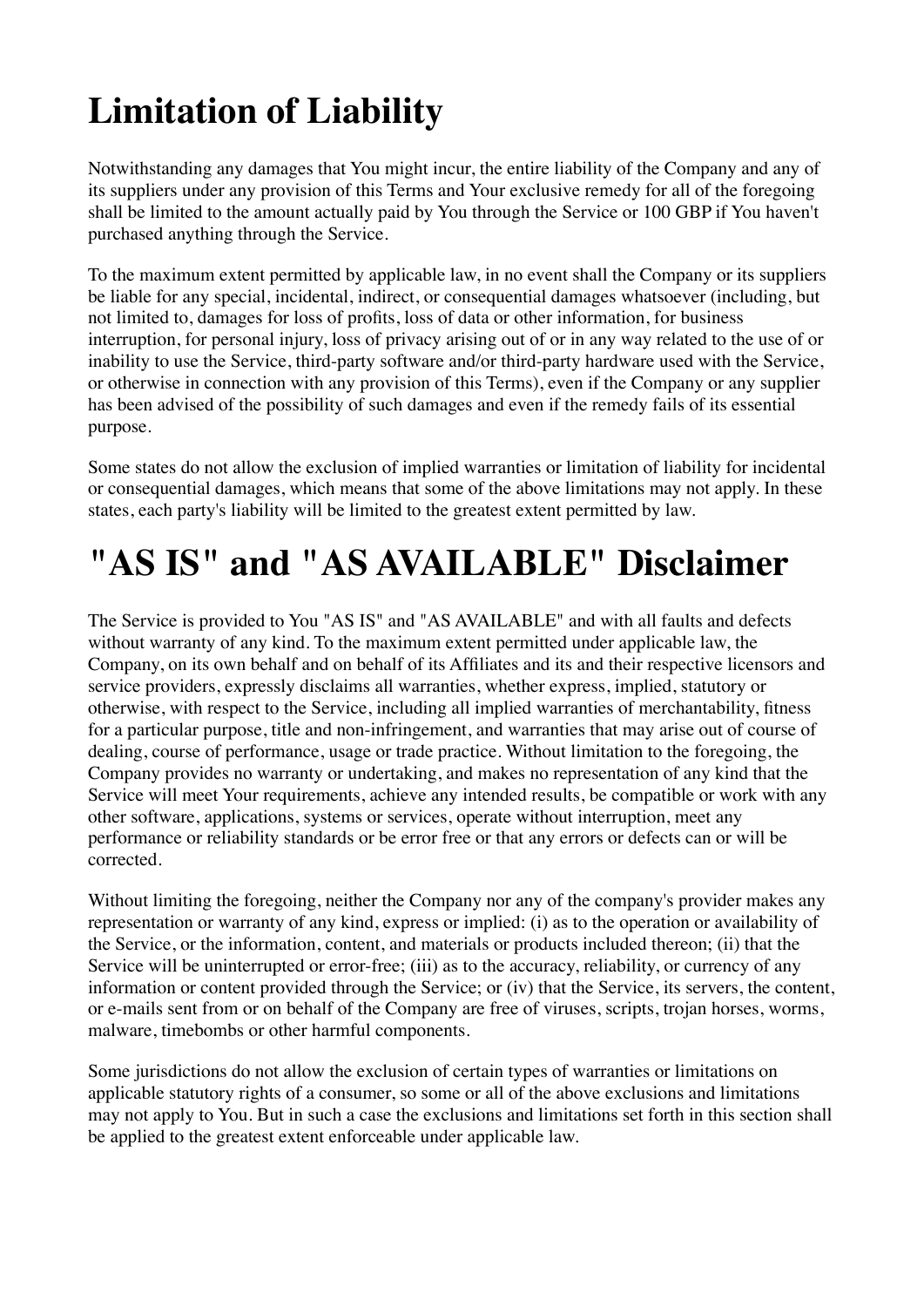# Limitation of Liability

Notwithstanding any damages that You might incur, the entire liability of the Company and any of its suppliers under any provision of this Terms and Your exclusive remedy for all of the foregoing shall be limited to the amount actually paid by You through the Service or 100 GBP if You haven't purchased anything through the Service.

To the maximum extent permitted by applicable law, in no event shall the Company or its suppliers be liable for any special, incidental, indirect, or consequential damages whatsoever (including, but not limited to, damages for loss of profits, loss of data or other information, for business interruption, for personal injury, loss of privacy arising out of or in any way related to the use of or inability to use the Service, third-party software and/or third-party hardware used with the Service, or otherwise in connection with any provision of this Terms), even if the Company or any supplier has been advised of the possibility of such damages and even if the remedy fails of its essential purpose.

Some states do not allow the exclusion of implied warranties or limitation of liability for incidental or consequential damages, which means that some of the above limitations may not apply. In these states, each party's liability will be limited to the greatest extent permitted by law.

# "AS IS" and "AS AVAILABLE" Disclaimer

The Service is provided to You "AS IS" and "AS AVAILABLE" and with all faults and defects without warranty of any kind. To the maximum extent permitted under applicable law, the Company, on its own behalf and on behalf of its Affiliates and its and their respective licensors and service providers, expressly disclaims all warranties, whether express, implied, statutory or otherwise, with respect to the Service, including all implied warranties of merchantability, fitness for a particular purpose, title and non-infringement, and warranties that may arise out of course of dealing, course of performance, usage or trade practice. Without limitation to the foregoing, the Company provides no warranty or undertaking, and makes no representation of any kind that the Service will meet Your requirements, achieve any intended results, be compatible or work with any other software, applications, systems or services, operate without interruption, meet any performance or reliability standards or be error free or that any errors or defects can or will be corrected.

Without limiting the foregoing, neither the Company nor any of the company's provider makes any representation or warranty of any kind, express or implied: (i) as to the operation or availability of the Service, or the information, content, and materials or products included thereon; (ii) that the Service will be uninterrupted or error-free; (iii) as to the accuracy, reliability, or currency of any information or content provided through the Service; or (iv) that the Service, its servers, the content, or e-mails sent from or on behalf of the Company are free of viruses, scripts, trojan horses, worms, malware, timebombs or other harmful components.

Some jurisdictions do not allow the exclusion of certain types of warranties or limitations on applicable statutory rights of a consumer, so some or all of the above exclusions and limitations may not apply to You. But in such a case the exclusions and limitations set forth in this section shall be applied to the greatest extent enforceable under applicable law.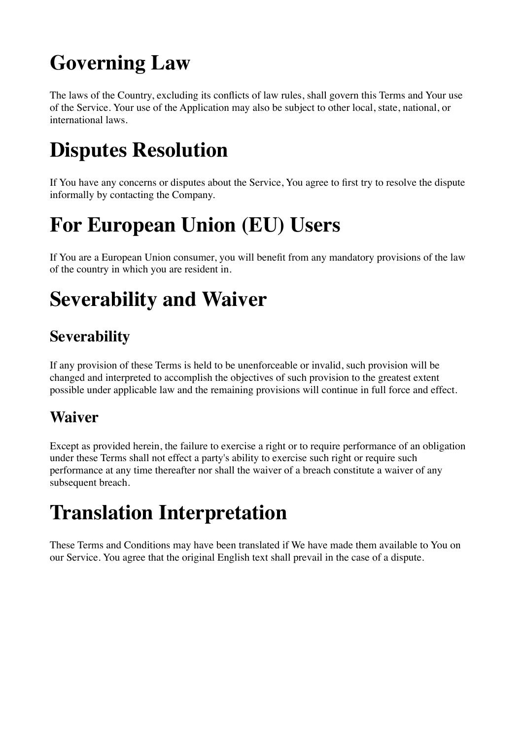# Governing Law

The laws of the Country, excluding its conflicts of law rules, shall govern this Terms and Your use of the Service. Your use of the Application may also be subject to other local, state, national, or international laws.

# Disputes Resolution

If You have any concerns or disputes about the Service, You agree to first try to resolve the dispute informally by contacting the Company.

# For European Union (EU) Users

If You are a European Union consumer, you will benefit from any mandatory provisions of the law of the country in which you are resident in.

# Severability and Waiver

## Severability

If any provision of these Terms is held to be unenforceable or invalid, such provision will be changed and interpreted to accomplish the objectives of such provision to the greatest extent possible under applicable law and the remaining provisions will continue in full force and effect.

## Waiver

Except as provided herein, the failure to exercise a right or to require performance of an obligation under these Terms shall not effect a party's ability to exercise such right or require such performance at any time thereafter nor shall the waiver of a breach constitute a waiver of any subsequent breach.

# Translation Interpretation

These Terms and Conditions may have been translated if We have made them available to You on our Service. You agree that the original English text shall prevail in the case of a dispute.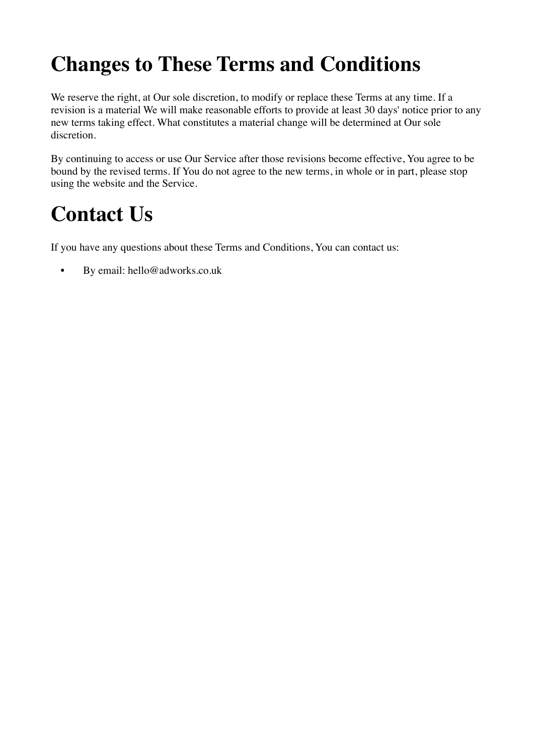# Changes to These Terms and Conditions

We reserve the right, at Our sole discretion, to modify or replace these Terms at any time. If a revision is a material We will make reasonable efforts to provide at least 30 days' notice prior to any new terms taking effect. What constitutes a material change will be determined at Our sole discretion.

By continuing to access or use Our Service after those revisions become effective, You agree to be bound by the revised terms. If You do not agree to the new terms, in whole or in part, please stop using the website and the Service.

# Contact Us

If you have any questions about these Terms and Conditions, You can contact us:

- By email: hello@adworks.co.uk